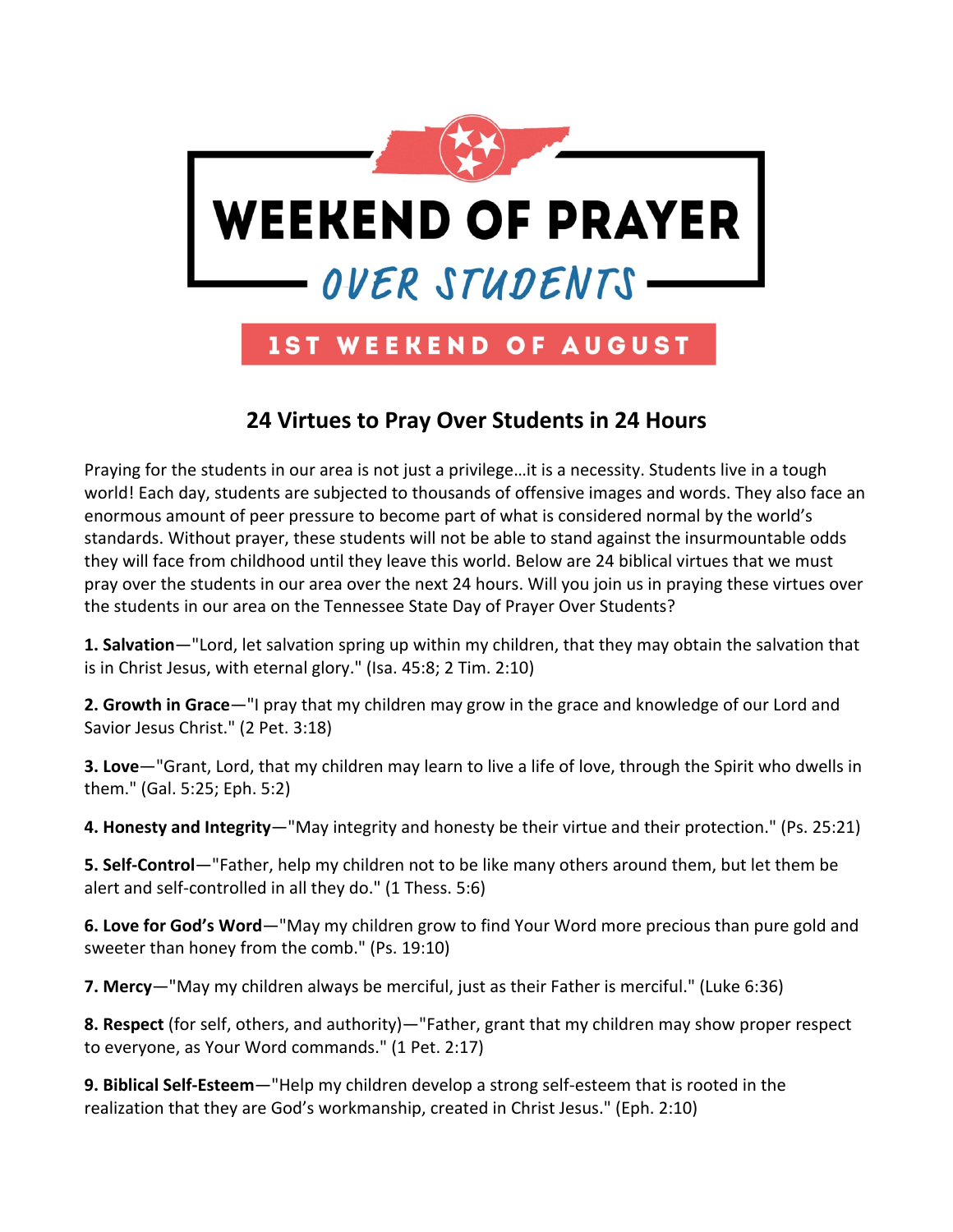# WEEKEND OF PRAYER

## OVER STUDENTS

**1ST WEEKEND OF AUGUST**

## 24 Virtues to Pray Over Students in 24 Hours

Praying for the students in our area is not just a privilege…it is a necessity. Students live in a tough world! Each day, students are subjected to thousands of offensive images and words. They also face an enormous amount of peer pressure to become part of what is considered normal by the world's standards. Without prayer, these students will not be able to stand against the insurmountable odds they will face from childhood until they leave this world. Below are 24 biblical virtues that we must pray over the students in our area over the next 24 hours. Will you join us in praying these virtues over the students in our area on the Tennessee State Day of Prayer Over Students?

**1. Salvation**—"Lord, let salvation spring up within my children, that they may obtain the salvation that is in Christ Jesus, with eternal glory." (Isa. 45:8; 2 Tim. 2:10)

**2. Growth in Grace**—"I pray that my children may grow in the grace and knowledge of our Lord and Savior Jesus Christ." (2 Pet. 3:18)

**3. Love**—"Grant, Lord, that my children may learn to live a life of love, through the Spirit who dwells in them." (Gal. 5:25; Eph. 5:2)

**4. Honesty and Integrity**—"May integrity and honesty be their virtue and their protection." (Ps. 25:21)

**5. Self-Control**—"Father, help my children not to be like many others around them, but let them be alert and self-controlled in all they do." (1 Thess. 5:6)

**6. Love for God's Word**—"May my children grow to find Your Word more precious than pure gold and sweeter than honey from the comb." (Ps. 19:10)

**7. Mercy**—"May my children always be merciful, just as their Father is merciful." (Luke 6:36)

**8. Respect** (for self, others, and authority)—"Father, grant that my children may show proper respect to everyone, as Your Word commands." (1 Pet. 2:17)

**9. Biblical Self-Esteem**—"Help my children develop a strong self-esteem that is rooted in the realization that they are God's workmanship, created in Christ Jesus." (Eph. 2:10)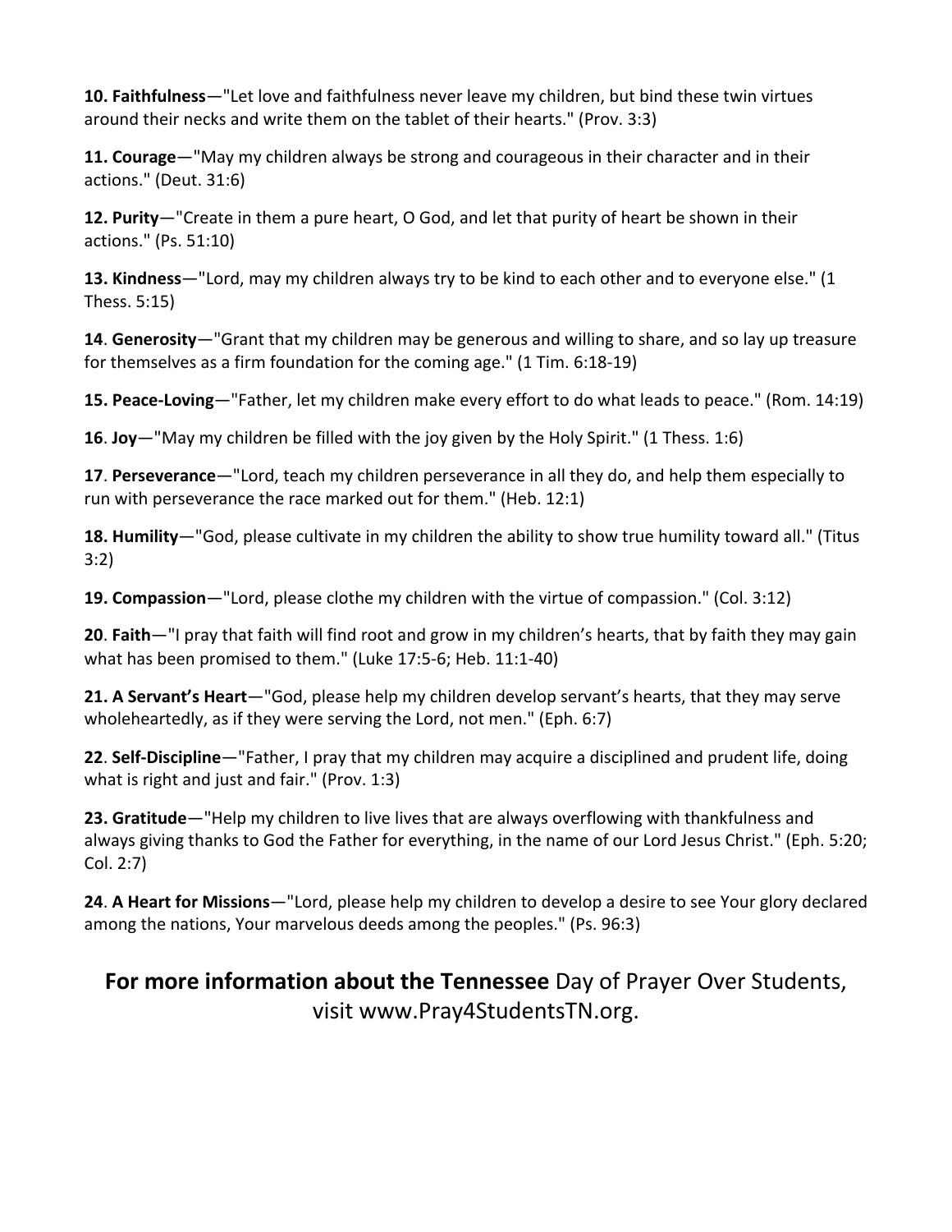**10. Faithfulness**—"Let love and faithfulness never leave my children, but bind these twin virtues around their necks and write them on the tablet of their hearts." (Prov. 3:3)

**11. Courage**—"May my children always be strong and courageous in their character and in their actions." (Deut. 31:6)

**12. Purity**—"Create in them a pure heart, O God, and let that purity of heart be shown in their actions." (Ps. 51:10)

**13. Kindness**—"Lord, may my children always try to be kind to each other and to everyone else." (1 Thess. 5:15)

**14**. **Generosity**—"Grant that my children may be generous and willing to share, and so lay up treasure for themselves as a firm foundation for the coming age." (1 Tim. 6:18-19)

**15. Peace-Loving**—"Father, let my children make every effort to do what leads to peace." (Rom. 14:19)

**16**. **Joy**—"May my children be filled with the joy given by the Holy Spirit." (1 Thess. 1:6)

**17**. **Perseverance**—"Lord, teach my children perseverance in all they do, and help them especially to run with perseverance the race marked out for them." (Heb. 12:1)

**18. Humility**—"God, please cultivate in my children the ability to show true humility toward all." (Titus 3:2)

**19. Compassion**—"Lord, please clothe my children with the virtue of compassion." (Col. 3:12)

**20**. **Faith**—"I pray that faith will find root and grow in my children's hearts, that by faith they may gain what has been promised to them." (Luke 17:5-6; Heb. 11:1-40)

**21. A Servant's Heart**—"God, please help my children develop servant's hearts, that they may serve wholeheartedly, as if they were serving the Lord, not men." (Eph. 6:7)

**22**. **Self-Discipline**—"Father, I pray that my children may acquire a disciplined and prudent life, doing what is right and just and fair." (Prov. 1:3)

**23. Gratitude**—"Help my children to live lives that are always overflowing with thankfulness and always giving thanks to God the Father for everything, in the name of our Lord Jesus Christ." (Eph. 5:20; Col. 2:7)

**24**. **A Heart for Missions**—"Lord, please help my children to develop a desire to see Your glory declared among the nations, Your marvelous deeds among the peoples." (Ps. 96:3)

**For more information about the Tennessee** Day of Prayer Over Students, visit www.Pray4StudentsTN.org.